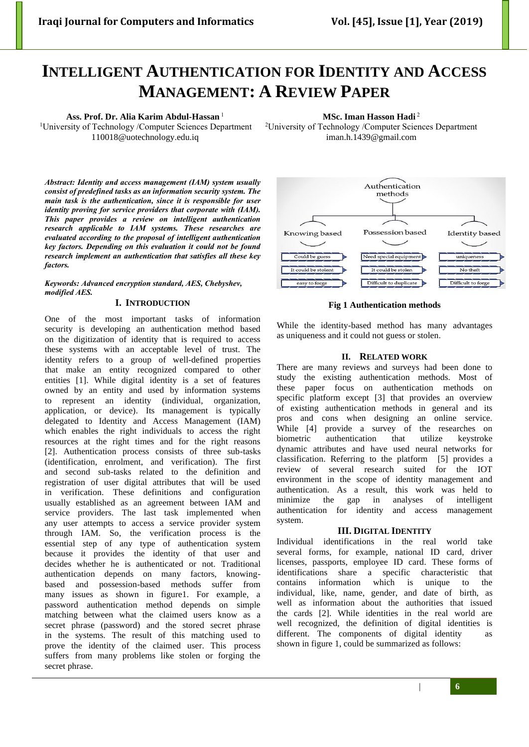# INTELLIGENT AUTHENTICATION FOR IDENTITY AND ACCESS MANAGEMENT: A REVIEW PAPER

**Ass. Prof. Dr. Alia Karim Abdul-Hassan** [1]
[1]University of Technology /Computer Sciences Department
110018@uotechnology.edu.iq

**MSc. Iman Hasson Hadi** [2]
[2]University of Technology /Computer Sciences Department
iman.h.1439@gmail.com

***Abstract: Identity and access management (IAM) system usually consist of predefined tasks as an information security system. The main task is the authentication, since it is responsible for user identity proving for service providers that corporate with (IAM). This paper provides a review on intelligent authentication research applicable to IAM systems. These researches are evaluated according to the proposal of intelligent authentication key factors. Depending on this evaluation it could not be found research implement an authentication that satisfies all these key factors.***

***Keywords: Advanced encryption standard, AES, Chebyshev, modified AES.***

## I. INTRODUCTION

One of the most important tasks of information security is developing an authentication method based on the digitization of identity that is required to access these systems with an acceptable level of trust. The identity refers to a group of well-defined properties that make an entity recognized compared to other entities [1]. While digital identity is a set of features owned by an entity and used by information systems to represent an identity (individual, organization, application, or device). Its management is typically delegated to Identity and Access Management (IAM) which enables the right individuals to access the right resources at the right times and for the right reasons [2]. Authentication process consists of three sub-tasks (identification, enrolment, and verification). The first and second sub-tasks related to the definition and registration of user digital attributes that will be used in verification. These definitions and configuration usually established as an agreement between IAM and service providers. The last task implemented when any user attempts to access a service provider system through IAM. So, the verification process is the essential step of any type of authentication system because it provides the identity of that user and decides whether he is authenticated or not. Traditional authentication depends on many factors, knowing-based and possession-based methods suffer from many issues as shown in figure1. For example, a password authentication method depends on simple matching between what the claimed users know as a secret phrase (password) and the stored secret phrase in the systems. The result of this matching used to prove the identity of the claimed user. This process suffers from many problems like stolen or forging the secret phrase.

| Knowing based | Possession based | Identity based |
|---|---|---|
| Could be guess | Need special equipment | uniqueness |
| It could be stolent | It could be stolen | No theft |
| easy to forge | Difficult to duplicate | Difficult to forge |

**Fig 1 Authentication methods**

While the identity-based method has many advantages as uniqueness and it could not guess or stolen.

## II. RELATED WORK

There are many reviews and surveys had been done to study the existing authentication methods. Most of these paper focus on authentication methods on specific platform except [3] that provides an overview of existing authentication methods in general and its pros and cons when designing an online service. While [4] provide a survey of the researches on biometric authentication that utilize keystroke dynamic attributes and have used neural networks for classification. Referring to the platform [5] provides a review of several research suited for the IOT environment in the scope of identity management and authentication. As a result, this work was held to minimize the gap in analyses of intelligent authentication for identity and access management system.

## III. DIGITAL IDENTITY

Individual identifications in the real world take several forms, for example, national ID card, driver licenses, passports, employee ID card. These forms of identifications share a specific characteristic that contains information which is unique to the individual, like, name, gender, and date of birth, as well as information about the authorities that issued the cards [2]. While identities in the real world are well recognized, the definition of digital identities is different. The components of digital identity as shown in figure 1, could be summarized as follows: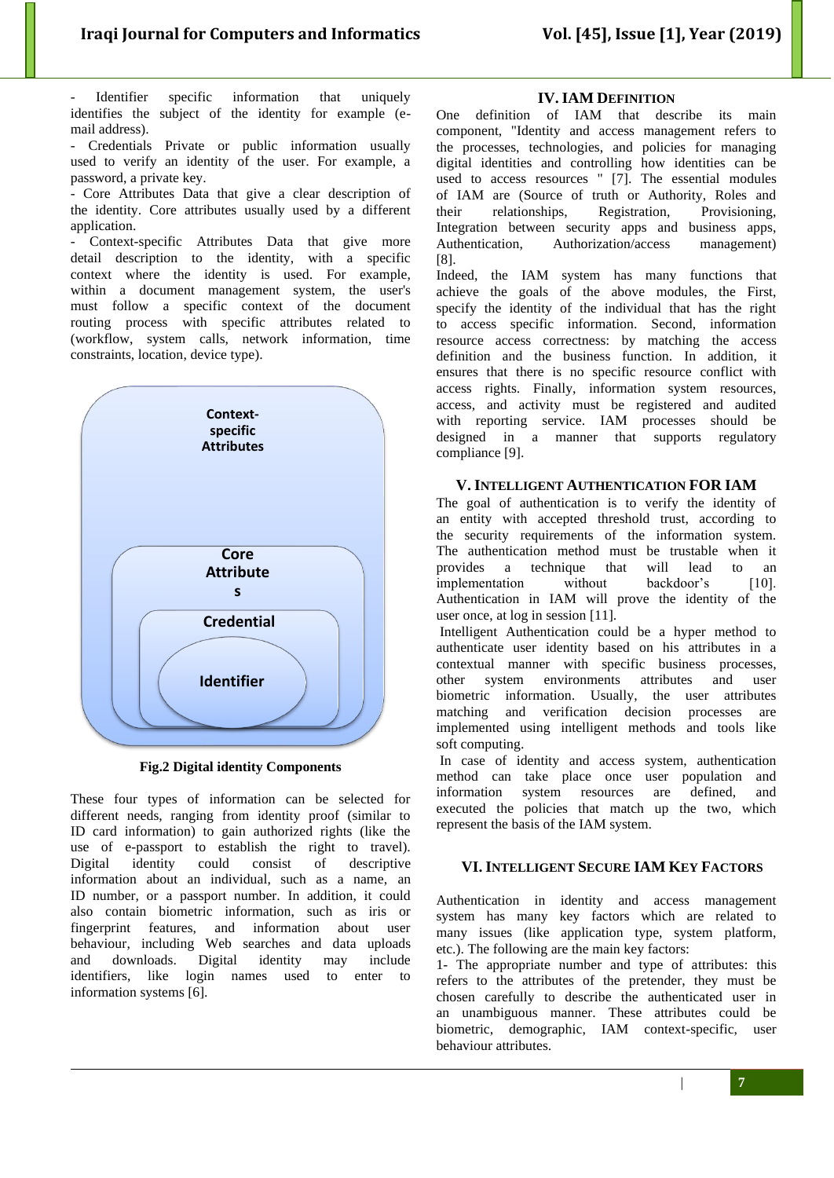- Identifier specific information that uniquely identifies the subject of the identity for example (e-mail address).
- Credentials Private or public information usually used to verify an identity of the user. For example, a password, a private key.
- Core Attributes Data that give a clear description of the identity. Core attributes usually used by a different application.
- Context-specific Attributes Data that give more detail description to the identity, with a specific context where the identity is used. For example, within a document management system, the user's must follow a specific context of the document routing process with specific attributes related to (workflow, system calls, network information, time constraints, location, device type).

Context-specific Attributes

Core Attributes

Credential

Identifier

**Fig.2 Digital identity Components**

These four types of information can be selected for different needs, ranging from identity proof (similar to ID card information) to gain authorized rights (like the use of e-passport to establish the right to travel). Digital identity could consist of descriptive information about an individual, such as a name, an ID number, or a passport number. In addition, it could also contain biometric information, such as iris or fingerprint features, and information about user behaviour, including Web searches and data uploads and downloads. Digital identity may include identifiers, like login names used to enter to information systems [6].

## IV. IAM Definition

One definition of IAM that describe its main component, "Identity and access management refers to the processes, technologies, and policies for managing digital identities and controlling how identities can be used to access resources " [7]. The essential modules of IAM are (Source of truth or Authority, Roles and their relationships, Registration, Provisioning, Integration between security apps and business apps, Authentication, Authorization/access management) [8].

Indeed, the IAM system has many functions that achieve the goals of the above modules, the First, specify the identity of the individual that has the right to access specific information. Second, information resource access correctness: by matching the access definition and the business function. In addition, it ensures that there is no specific resource conflict with access rights. Finally, information system resources, access, and activity must be registered and audited with reporting service. IAM processes should be designed in a manner that supports regulatory compliance [9].

## V. Intelligent Authentication for IAM

The goal of authentication is to verify the identity of an entity with accepted threshold trust, according to the security requirements of the information system. The authentication method must be trustable when it provides a technique that will lead to an implementation without backdoor's [10]. Authentication in IAM will prove the identity of the user once, at log in session [11].

Intelligent Authentication could be a hyper method to authenticate user identity based on his attributes in a contextual manner with specific business processes, other system environments attributes and user biometric information. Usually, the user attributes matching and verification decision processes are implemented using intelligent methods and tools like soft computing.

In case of identity and access system, authentication method can take place once user population and information system resources are defined, and executed the policies that match up the two, which represent the basis of the IAM system.

## VI. Intelligent Secure IAM Key Factors

Authentication in identity and access management system has many key factors which are related to many issues (like application type, system platform, etc.). The following are the main key factors:

1- The appropriate number and type of attributes: this refers to the attributes of the pretender, they must be chosen carefully to describe the authenticated user in an unambiguous manner. These attributes could be biometric, demographic, IAM context-specific, user behaviour attributes.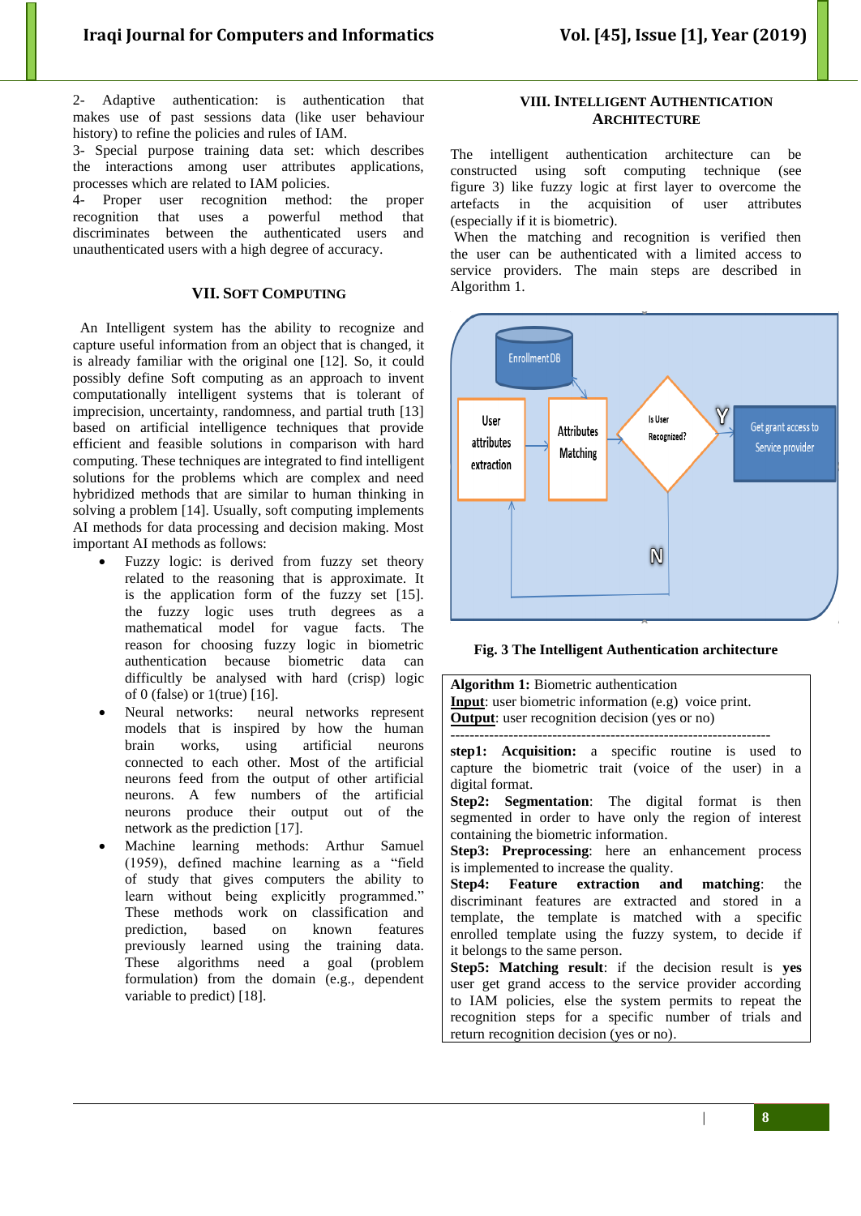2- Adaptive authentication: is authentication that makes use of past sessions data (like user behaviour history) to refine the policies and rules of IAM.

3- Special purpose training data set: which describes the interactions among user attributes applications, processes which are related to IAM policies.

4- Proper user recognition method: the proper recognition that uses a powerful method that discriminates between the authenticated users and unauthenticated users with a high degree of accuracy.

## VII. Soft Computing

An Intelligent system has the ability to recognize and capture useful information from an object that is changed, it is already familiar with the original one [12]. So, it could possibly define Soft computing as an approach to invent computationally intelligent systems that is tolerant of imprecision, uncertainty, randomness, and partial truth [13] based on artificial intelligence techniques that provide efficient and feasible solutions in comparison with hard computing. These techniques are integrated to find intelligent solutions for the problems which are complex and need hybridized methods that are similar to human thinking in solving a problem [14]. Usually, soft computing implements AI methods for data processing and decision making. Most important AI methods as follows:

- Fuzzy logic: is derived from fuzzy set theory related to the reasoning that is approximate. It is the application form of the fuzzy set [15]. the fuzzy logic uses truth degrees as a mathematical model for vague facts. The reason for choosing fuzzy logic in biometric authentication because biometric data can difficultly be analysed with hard (crisp) logic of 0 (false) or 1(true) [16].
- Neural networks: neural networks represent models that is inspired by how the human brain works, using artificial neurons connected to each other. Most of the artificial neurons feed from the output of other artificial neurons. A few numbers of the artificial neurons produce their output out of the network as the prediction [17].
- Machine learning methods: Arthur Samuel (1959), defined machine learning as a "field of study that gives computers the ability to learn without being explicitly programmed." These methods work on classification and prediction, based on known features previously learned using the training data. These algorithms need a goal (problem formulation) from the domain (e.g., dependent variable to predict) [18].

## VIII. Intelligent Authentication Architecture

The intelligent authentication architecture can be constructed using soft computing technique (see figure 3) like fuzzy logic at first layer to overcome the artefacts in the acquisition of user attributes (especially if it is biometric).

When the matching and recognition is verified then the user can be authenticated with a limited access to service providers. The main steps are described in Algorithm 1.

**Fig. 3 The Intelligent Authentication architecture**

**Algorithm 1:** Biometric authentication
**Input**: user biometric information (e.g) voice print.
**Output**: user recognition decision (yes or no)

-------------------------------------------------------------------

**step1: Acquisition:** a specific routine is used to capture the biometric trait (voice of the user) in a digital format.

**Step2: Segmentation**: The digital format is then segmented in order to have only the region of interest containing the biometric information.

**Step3: Preprocessing**: here an enhancement process is implemented to increase the quality.

**Step4: Feature extraction and matching**: the discriminant features are extracted and stored in a template, the template is matched with a specific enrolled template using the fuzzy system, to decide if it belongs to the same person.

**Step5: Matching result**: if the decision result is **yes** user get grand access to the service provider according to IAM policies, else the system permits to repeat the recognition steps for a specific number of trials and return recognition decision (yes or no).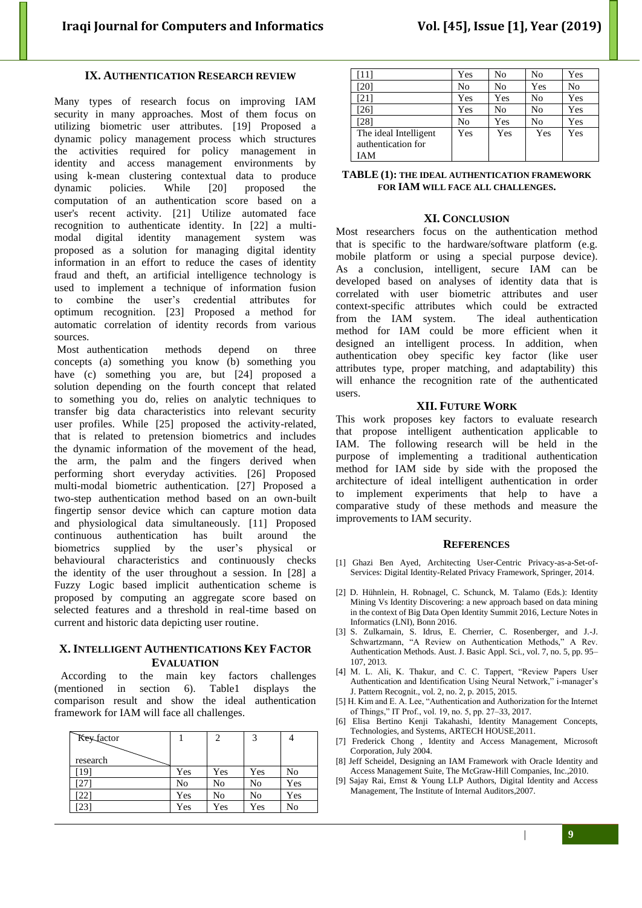## IX. AUTHENTICATION RESEARCH REVIEW

Many types of research focus on improving IAM security in many approaches. Most of them focus on utilizing biometric user attributes. [19] Proposed a dynamic policy management process which structures the activities required for policy management in identity and access management environments by using k-mean clustering contextual data to produce dynamic policies. While [20] proposed the computation of an authentication score based on a user's recent activity. [21] Utilize automated face recognition to authenticate identity. In [22] a multi-modal digital identity management system was proposed as a solution for managing digital identity information in an effort to reduce the cases of identity fraud and theft, an artificial intelligence technology is used to implement a technique of information fusion to combine the user's credential attributes for optimum recognition. [23] Proposed a method for automatic correlation of identity records from various sources.

Most authentication methods depend on three concepts (a) something you know (b) something you have (c) something you are, but [24] proposed a solution depending on the fourth concept that related to something you do, relies on analytic techniques to transfer big data characteristics into relevant security user profiles. While [25] proposed the activity-related, that is related to pretension biometrics and includes the dynamic information of the movement of the head, the arm, the palm and the fingers derived when performing short everyday activities. [26] Proposed multi-modal biometric authentication. [27] Proposed a two-step authentication method based on an own-built fingertip sensor device which can capture motion data and physiological data simultaneously. [11] Proposed continuous authentication has built around the biometrics supplied by the user's physical or behavioural characteristics and continuously checks the identity of the user throughout a session. In [28] a Fuzzy Logic based implicit authentication scheme is proposed by computing an aggregate score based on selected features and a threshold in real-time based on current and historic data depicting user routine.

## X. INTELLIGENT AUTHENTICATIONS KEY FACTOR EVALUATION

According to the main key factors challenges (mentioned in section 6). Table1 displays the comparison result and show the ideal authentication framework for IAM will face all challenges.

| Key factor / research | 1 | 2 | 3 | 4 |
|---|---|---|---|---|
| [19] | Yes | Yes | Yes | No |
| [27] | No | No | No | Yes |
| [22] | Yes | No | No | Yes |
| [23] | Yes | Yes | Yes | No |
| [11] | Yes | No | No | Yes |
| [20] | No | No | Yes | No |
| [21] | Yes | Yes | No | Yes |
| [26] | Yes | No | No | Yes |
| [28] | No | Yes | No | Yes |
| The ideal Intelligent authentication for IAM | Yes | Yes | Yes | Yes |

**TABLE (1): THE IDEAL AUTHENTICATION FRAMEWORK FOR IAM WILL FACE ALL CHALLENGES.**

## XI. CONCLUSION

Most researchers focus on the authentication method that is specific to the hardware/software platform (e.g. mobile platform or using a special purpose device). As a conclusion, intelligent, secure IAM can be developed based on analyses of identity data that is correlated with user biometric attributes and user context-specific attributes which could be extracted from the IAM system. The ideal authentication method for IAM could be more efficient when it designed an intelligent process. In addition, when authentication obey specific key factor (like user attributes type, proper matching, and adaptability) this will enhance the recognition rate of the authenticated users.

## XII. FUTURE WORK

This work proposes key factors to evaluate research that propose intelligent authentication applicable to IAM. The following research will be held in the purpose of implementing a traditional authentication method for IAM side by side with the proposed the architecture of ideal intelligent authentication in order to implement experiments that help to have a comparative study of these methods and measure the improvements to IAM security.

## REFERENCES

[1] Ghazi Ben Ayed, Architecting User-Centric Privacy-as-a-Set-of-Services: Digital Identity-Related Privacy Framework, Springer, 2014.

[2] D. Hühnlein, H. Robnagel, C. Schunck, M. Talamo (Eds.): Identity Mining Vs Identity Discovering: a new approach based on data mining in the context of Big Data Open Identity Summit 2016, Lecture Notes in Informatics (LNI), Bonn 2016.

[3] S. Zulkarnain, S. Idrus, E. Cherrier, C. Rosenberger, and J.-J. Schwartzmann, "A Review on Authentication Methods," A Rev. Authentication Methods. Aust. J. Basic Appl. Sci., vol. 7, no. 5, pp. 95–107, 2013.

[4] M. L. Ali, K. Thakur, and C. C. Tappert, "Review Papers User Authentication and Identification Using Neural Network," i-manager's J. Pattern Recognit., vol. 2, no. 2, p. 2015, 2015.

[5] H. Kim and E. A. Lee, "Authentication and Authorization for the Internet of Things," IT Prof., vol. 19, no. 5, pp. 27–33, 2017.

[6] Elisa Bertino Kenji Takahashi, Identity Management Concepts, Technologies, and Systems, ARTECH HOUSE,2011.

[7] Frederick Chong , Identity and Access Management, Microsoft Corporation, July 2004.

[8] Jeff Scheidel, Designing an IAM Framework with Oracle Identity and Access Management Suite, The McGraw-Hill Companies, Inc.,2010.

[9] Sajay Rai, Ernst & Young LLP Authors, Digital Identity and Access Management, The Institute of Internal Auditors,2007.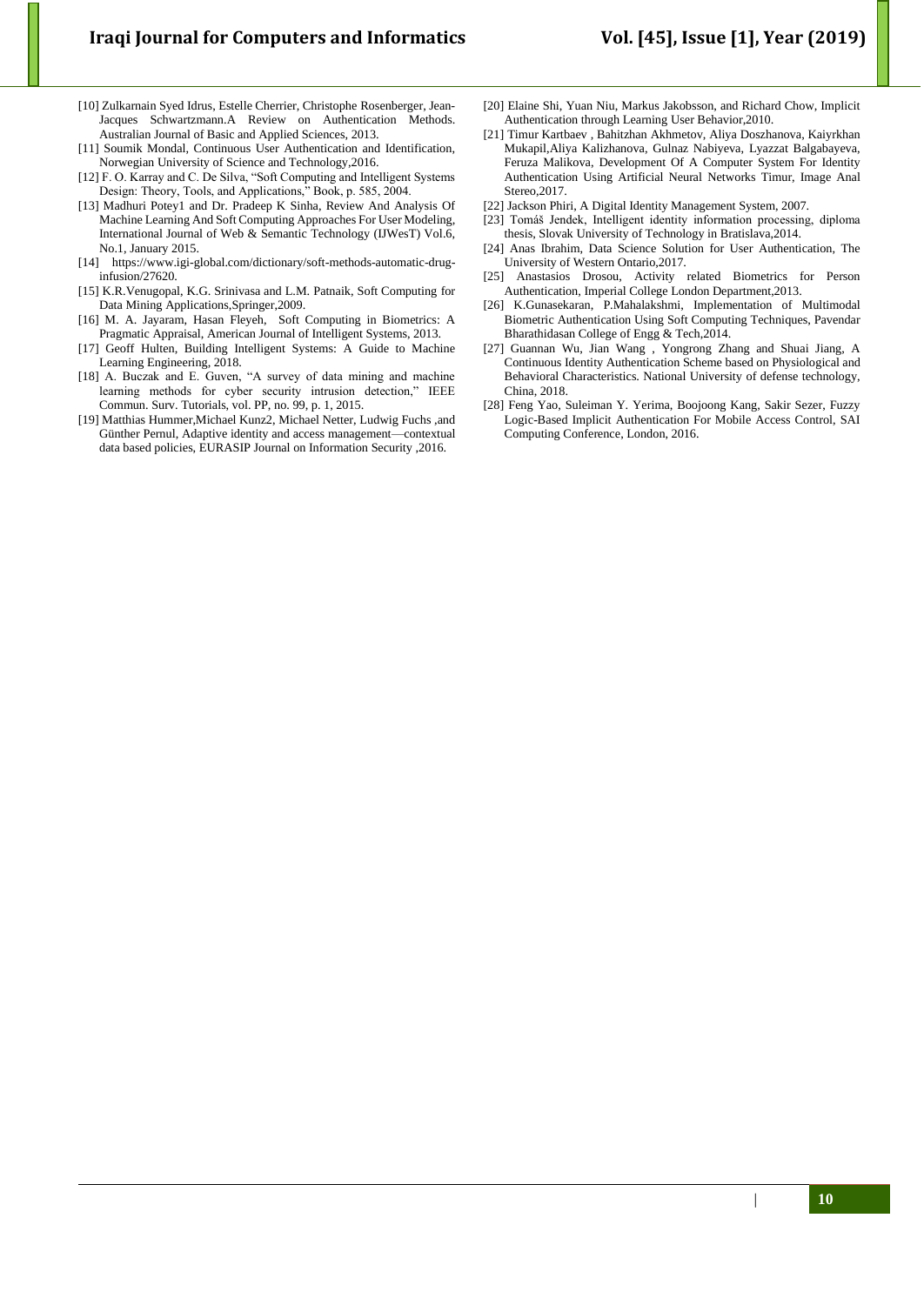[10] Zulkarnain Syed Idrus, Estelle Cherrier, Christophe Rosenberger, Jean-Jacques Schwartzmann.A Review on Authentication Methods. Australian Journal of Basic and Applied Sciences, 2013.

[11] Soumik Mondal, Continuous User Authentication and Identification, Norwegian University of Science and Technology,2016.

[12] F. O. Karray and C. De Silva, "Soft Computing and Intelligent Systems Design: Theory, Tools, and Applications," Book, p. 585, 2004.

[13] Madhuri Potey1 and Dr. Pradeep K Sinha, Review And Analysis Of Machine Learning And Soft Computing Approaches For User Modeling, International Journal of Web & Semantic Technology (IJWesT) Vol.6, No.1, January 2015.

[14] https://www.igi-global.com/dictionary/soft-methods-automatic-drug-infusion/27620.

[15] K.R.Venugopal, K.G. Srinivasa and L.M. Patnaik, Soft Computing for Data Mining Applications,Springer,2009.

[16] M. A. Jayaram, Hasan Fleyeh, Soft Computing in Biometrics: A Pragmatic Appraisal, American Journal of Intelligent Systems, 2013.

[17] Geoff Hulten, Building Intelligent Systems: A Guide to Machine Learning Engineering, 2018.

[18] A. Buczak and E. Guven, "A survey of data mining and machine learning methods for cyber security intrusion detection," IEEE Commun. Surv. Tutorials, vol. PP, no. 99, p. 1, 2015.

[19] Matthias Hummer,Michael Kunz2, Michael Netter, Ludwig Fuchs ,and Günther Pernul, Adaptive identity and access management—contextual data based policies, EURASIP Journal on Information Security ,2016.

[20] Elaine Shi, Yuan Niu, Markus Jakobsson, and Richard Chow, Implicit Authentication through Learning User Behavior,2010.

[21] Timur Kartbaev , Bahitzhan Akhmetov, Aliya Doszhanova, Kaiyrkhan Mukapil,Aliya Kalizhanova, Gulnaz Nabiyeva, Lyazzat Balgabayeva, Feruza Malikova, Development Of A Computer System For Identity Authentication Using Artificial Neural Networks Timur, Image Anal Stereo,2017.

[22] Jackson Phiri, A Digital Identity Management System, 2007.

[23] Tomáš Jendek, Intelligent identity information processing, diploma thesis, Slovak University of Technology in Bratislava,2014.

[24] Anas Ibrahim, Data Science Solution for User Authentication, The University of Western Ontario,2017.

[25] Anastasios Drosou, Activity related Biometrics for Person Authentication, Imperial College London Department,2013.

[26] K.Gunasekaran, P.Mahalakshmi, Implementation of Multimodal Biometric Authentication Using Soft Computing Techniques, Pavendar Bharathidasan College of Engg & Tech,2014.

[27] Guannan Wu, Jian Wang , Yongrong Zhang and Shuai Jiang, A Continuous Identity Authentication Scheme based on Physiological and Behavioral Characteristics. National University of defense technology, China, 2018.

[28] Feng Yao, Suleiman Y. Yerima, Boojoong Kang, Sakir Sezer, Fuzzy Logic-Based Implicit Authentication For Mobile Access Control, SAI Computing Conference, London, 2016.